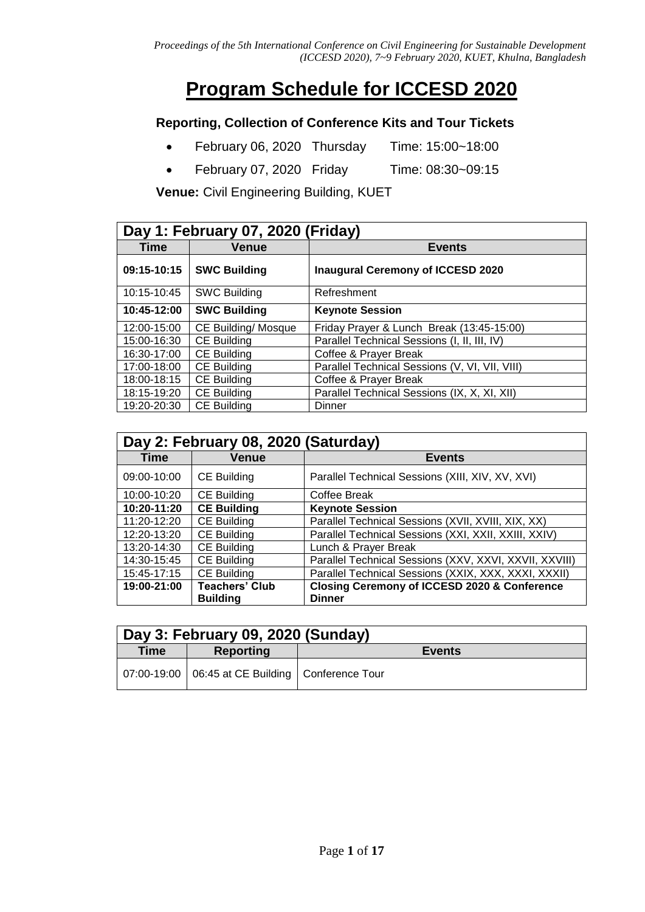# Program Schedule for ICCESD 2020

### Reporting, Collection of Conference Kits and Tour Tickets

- February 06, 2020 Thursday Time: 15:00~18:00
- February 07, 2020 Friday Time: 08:30~09:15

**Venue:** Civil Engineering Building, KUET

| Day 1: February 07, 2020 (Friday) | | |
|---|---|---|
| **Time** | **Venue** | **Events** |
| **09:15-10:15** | **SWC Building** | **Inaugural Ceremony of ICCESD 2020** |
| 10:15-10:45 | SWC Building | Refreshment |
| **10:45-12:00** | **SWC Building** | **Keynote Session** |
| 12:00-15:00 | CE Building/ Mosque | Friday Prayer & Lunch Break (13:45-15:00) |
| 15:00-16:30 | CE Building | Parallel Technical Sessions (I, II, III, IV) |
| 16:30-17:00 | CE Building | Coffee & Prayer Break |
| 17:00-18:00 | CE Building | Parallel Technical Sessions (V, VI, VII, VIII) |
| 18:00-18:15 | CE Building | Coffee & Prayer Break |
| 18:15-19:20 | CE Building | Parallel Technical Sessions (IX, X, XI, XII) |
| 19:20-20:30 | CE Building | Dinner |

| Day 2: February 08, 2020 (Saturday) | | |
|---|---|---|
| **Time** | **Venue** | **Events** |
| 09:00-10:00 | CE Building | Parallel Technical Sessions (XIII, XIV, XV, XVI) |
| 10:00-10:20 | CE Building | Coffee Break |
| **10:20-11:20** | **CE Building** | **Keynote Session** |
| 11:20-12:20 | CE Building | Parallel Technical Sessions (XVII, XVIII, XIX, XX) |
| 12:20-13:20 | CE Building | Parallel Technical Sessions (XXI, XXII, XXIII, XXIV) |
| 13:20-14:30 | CE Building | Lunch & Prayer Break |
| 14:30-15:45 | CE Building | Parallel Technical Sessions (XXV, XXVI, XXVII, XXVIII) |
| 15:45-17:15 | CE Building | Parallel Technical Sessions (XXIX, XXX, XXXI, XXXII) |
| **19:00-21:00** | **Teachers' Club Building** | **Closing Ceremony of ICCESD 2020 & Conference Dinner** |

| Day 3: February 09, 2020 (Sunday) | | |
|---|---|---|
| **Time** | **Reporting** | **Events** |
| 07:00-19:00 | 06:45 at CE Building | Conference Tour |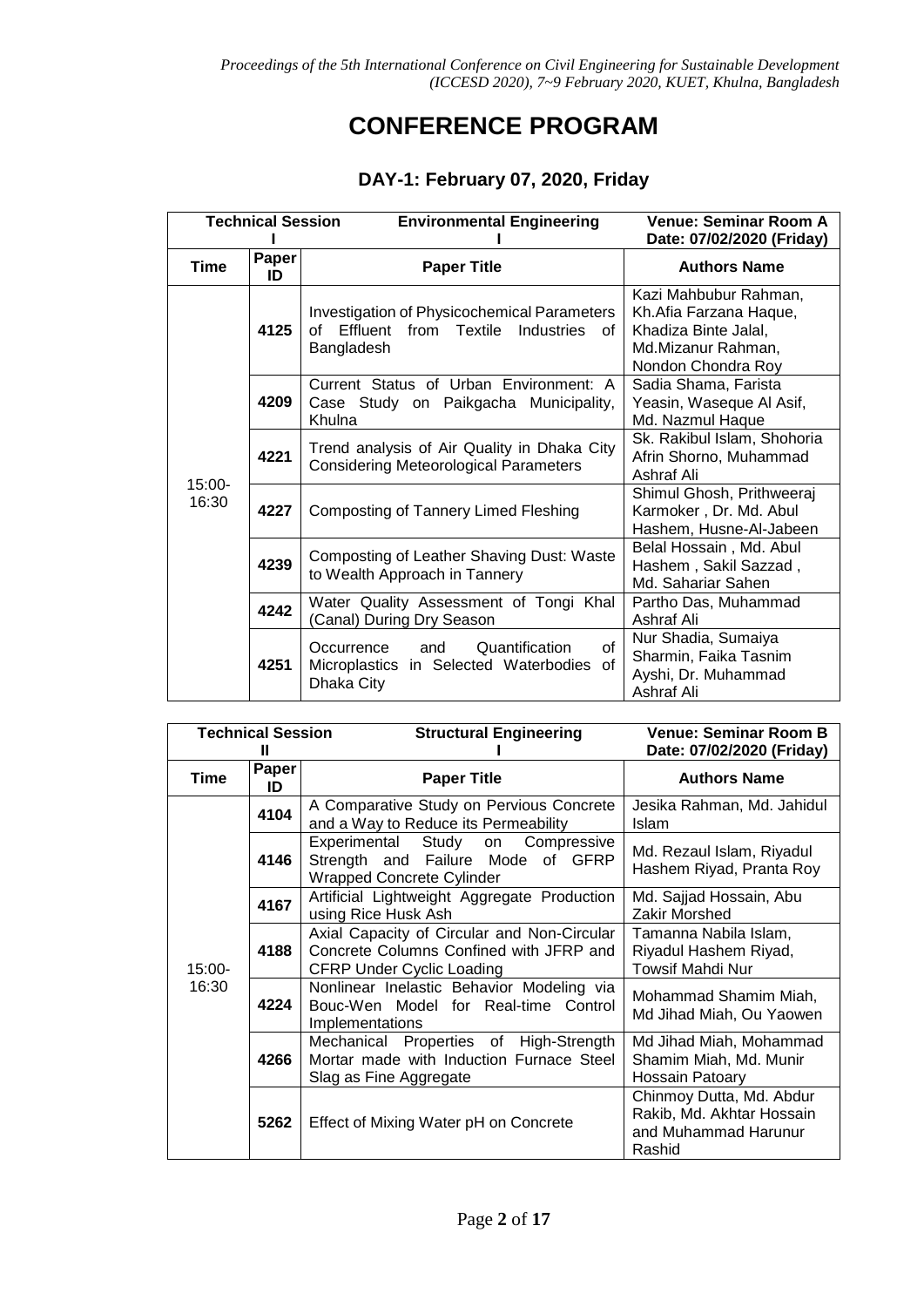# CONFERENCE PROGRAM

## DAY-1: February 07, 2020, Friday

| Technical Session I | | Environmental Engineering I | Venue: Seminar Room A Date: 07/02/2020 (Friday) |
|---|---|---|---|
| **Time** | **Paper ID** | **Paper Title** | **Authors Name** |
| 15:00-16:30 | 4125 | Investigation of Physicochemical Parameters of Effluent from Textile Industries of Bangladesh | Kazi Mahbubur Rahman, Kh.Afia Farzana Haque, Khadiza Binte Jalal, Md.Mizanur Rahman, Nondon Chondra Roy |
| | 4209 | Current Status of Urban Environment: A Case Study on Paikgacha Municipality, Khulna | Sadia Shama, Farista Yeasin, Waseque Al Asif, Md. Nazmul Haque |
| | 4221 | Trend analysis of Air Quality in Dhaka City Considering Meteorological Parameters | Sk. Rakibul Islam, Shohoria Afrin Shorno, Muhammad Ashraf Ali |
| | 4227 | Composting of Tannery Limed Fleshing | Shimul Ghosh, Prithweeraj Karmoker , Dr. Md. Abul Hashem, Husne-Al-Jabeen |
| | 4239 | Composting of Leather Shaving Dust: Waste to Wealth Approach in Tannery | Belal Hossain , Md. Abul Hashem , Sakil Sazzad , Md. Sahariar Sahen |
| | 4242 | Water Quality Assessment of Tongi Khal (Canal) During Dry Season | Partho Das, Muhammad Ashraf Ali |
| | 4251 | Occurrence and Quantification of Microplastics in Selected Waterbodies of Dhaka City | Nur Shadia, Sumaiya Sharmin, Faika Tasnim Ayshi, Dr. Muhammad Ashraf Ali |

| Technical Session II | | Structural Engineering I | Venue: Seminar Room B Date: 07/02/2020 (Friday) |
|---|---|---|---|
| **Time** | **Paper ID** | **Paper Title** | **Authors Name** |
| 15:00-16:30 | 4104 | A Comparative Study on Pervious Concrete and a Way to Reduce its Permeability | Jesika Rahman, Md. Jahidul Islam |
| | 4146 | Experimental Study on Compressive Strength and Failure Mode of GFRP Wrapped Concrete Cylinder | Md. Rezaul Islam, Riyadul Hashem Riyad, Pranta Roy |
| | 4167 | Artificial Lightweight Aggregate Production using Rice Husk Ash | Md. Sajjad Hossain, Abu Zakir Morshed |
| | 4188 | Axial Capacity of Circular and Non-Circular Concrete Columns Confined with JFRP and CFRP Under Cyclic Loading | Tamanna Nabila Islam, Riyadul Hashem Riyad, Towsif Mahdi Nur |
| | 4224 | Nonlinear Inelastic Behavior Modeling via Bouc-Wen Model for Real-time Control Implementations | Mohammad Shamim Miah, Md Jihad Miah, Ou Yaowen |
| | 4266 | Mechanical Properties of High-Strength Mortar made with Induction Furnace Steel Slag as Fine Aggregate | Md Jihad Miah, Mohammad Shamim Miah, Md. Munir Hossain Patoary |
| | 5262 | Effect of Mixing Water pH on Concrete | Chinmoy Dutta, Md. Abdur Rakib, Md. Akhtar Hossain and Muhammad Harunur Rashid |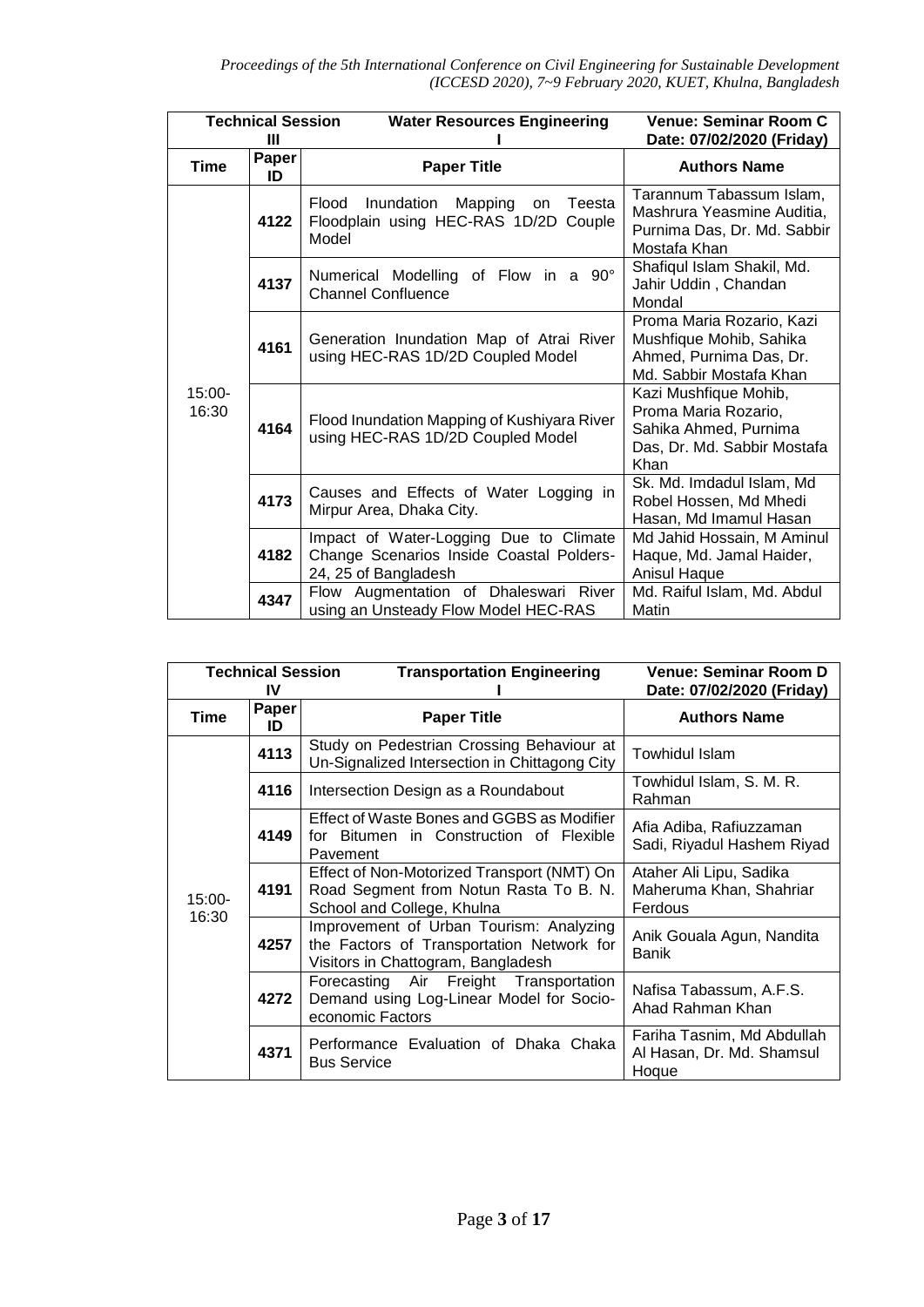| Technical Session III | | Water Resources Engineering I | Venue: Seminar Room C<br>Date: 07/02/2020 (Friday) |
|---|---|---|---|
| **Time** | **Paper ID** | **Paper Title** | **Authors Name** |
| 15:00-16:30 | **4122** | Flood Inundation Mapping on Teesta Floodplain using HEC-RAS 1D/2D Couple Model | Tarannum Tabassum Islam, Mashrura Yeasmine Auditia, Purnima Das, Dr. Md. Sabbir Mostafa Khan |
| | **4137** | Numerical Modelling of Flow in a 90° Channel Confluence | Shafiqul Islam Shakil, Md. Jahir Uddin , Chandan Mondal |
| | **4161** | Generation Inundation Map of Atrai River using HEC-RAS 1D/2D Coupled Model | Proma Maria Rozario, Kazi Mushfique Mohib, Sahika Ahmed, Purnima Das, Dr. Md. Sabbir Mostafa Khan |
| | **4164** | Flood Inundation Mapping of Kushiyara River using HEC-RAS 1D/2D Coupled Model | Kazi Mushfique Mohib, Proma Maria Rozario, Sahika Ahmed, Purnima Das, Dr. Md. Sabbir Mostafa Khan |
| | **4173** | Causes and Effects of Water Logging in Mirpur Area, Dhaka City. | Sk. Md. Imdadul Islam, Md Robel Hossen, Md Mhedi Hasan, Md Imamul Hasan |
| | **4182** | Impact of Water-Logging Due to Climate Change Scenarios Inside Coastal Polders-24, 25 of Bangladesh | Md Jahid Hossain, M Aminul Haque, Md. Jamal Haider, Anisul Haque |
| | **4347** | Flow Augmentation of Dhaleswari River using an Unsteady Flow Model HEC-RAS | Md. Raiful Islam, Md. Abdul Matin |

| Technical Session IV | | Transportation Engineering I | Venue: Seminar Room D<br>Date: 07/02/2020 (Friday) |
|---|---|---|---|
| **Time** | **Paper ID** | **Paper Title** | **Authors Name** |
| 15:00-16:30 | **4113** | Study on Pedestrian Crossing Behaviour at Un-Signalized Intersection in Chittagong City | Towhidul Islam |
| | **4116** | Intersection Design as a Roundabout | Towhidul Islam, S. M. R. Rahman |
| | **4149** | Effect of Waste Bones and GGBS as Modifier for Bitumen in Construction of Flexible Pavement | Afia Adiba, Rafiuzzaman Sadi, Riyadul Hashem Riyad |
| | **4191** | Effect of Non-Motorized Transport (NMT) On Road Segment from Notun Rasta To B. N. School and College, Khulna | Ataher Ali Lipu, Sadika Maheruma Khan, Shahriar Ferdous |
| | **4257** | Improvement of Urban Tourism: Analyzing the Factors of Transportation Network for Visitors in Chattogram, Bangladesh | Anik Gouala Agun, Nandita Banik |
| | **4272** | Forecasting Air Freight Transportation Demand using Log-Linear Model for Socio-economic Factors | Nafisa Tabassum, A.F.S. Ahad Rahman Khan |
| | **4371** | Performance Evaluation of Dhaka Chaka Bus Service | Fariha Tasnim, Md Abdullah Al Hasan, Dr. Md. Shamsul Hoque |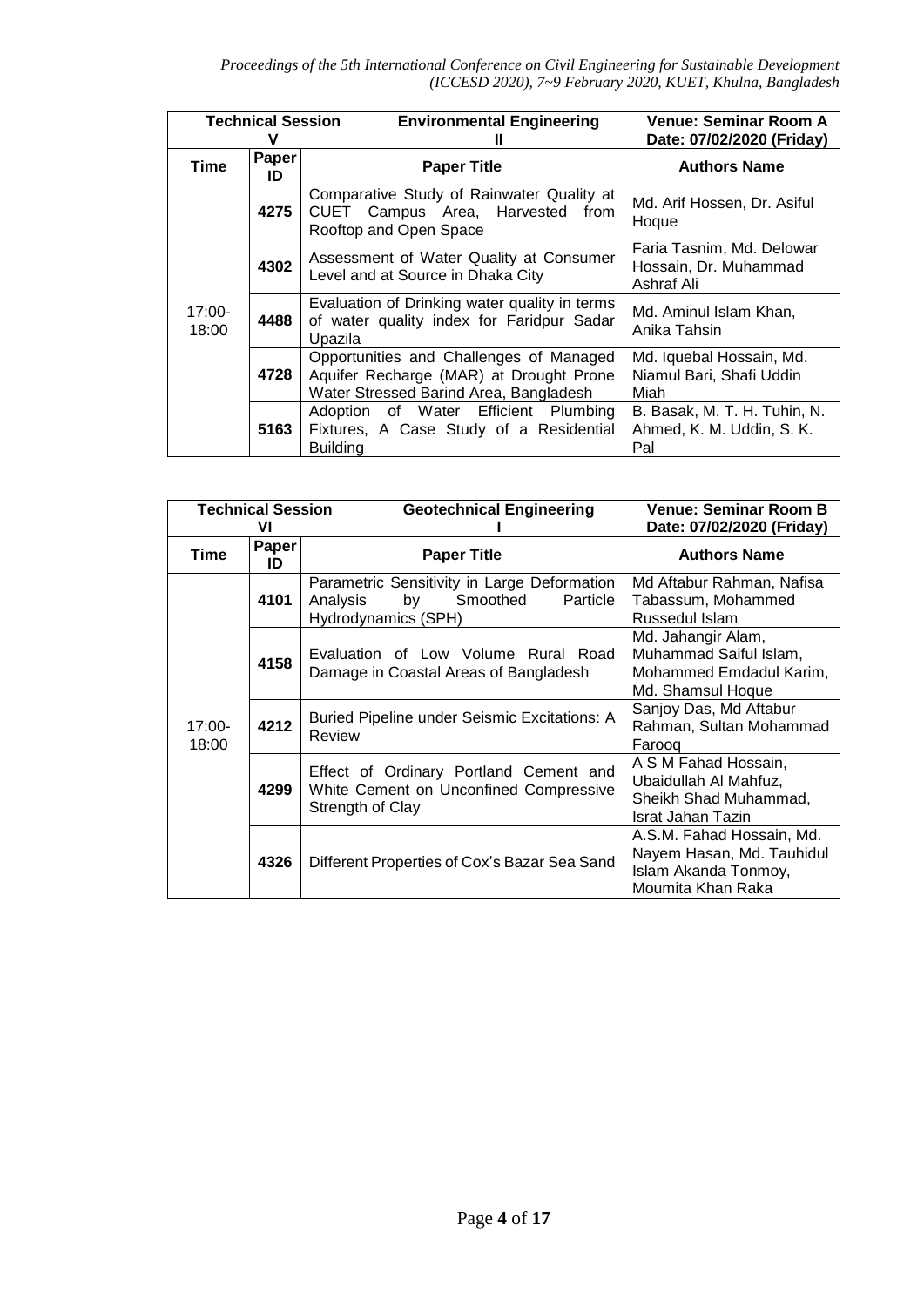| Technical Session V | | Environmental Engineering II | Venue: Seminar Room A Date: 07/02/2020 (Friday) |
|---|---|---|---|
| **Time** | **Paper ID** | **Paper Title** | **Authors Name** |
| 17:00-18:00 | **4275** | Comparative Study of Rainwater Quality at CUET Campus Area, Harvested from Rooftop and Open Space | Md. Arif Hossen, Dr. Asiful Hoque |
| | **4302** | Assessment of Water Quality at Consumer Level and at Source in Dhaka City | Faria Tasnim, Md. Delowar Hossain, Dr. Muhammad Ashraf Ali |
| | **4488** | Evaluation of Drinking water quality in terms of water quality index for Faridpur Sadar Upazila | Md. Aminul Islam Khan, Anika Tahsin |
| | **4728** | Opportunities and Challenges of Managed Aquifer Recharge (MAR) at Drought Prone Water Stressed Barind Area, Bangladesh | Md. Iquebal Hossain, Md. Niamul Bari, Shafi Uddin Miah |
| | **5163** | Adoption of Water Efficient Plumbing Fixtures, A Case Study of a Residential Building | B. Basak, M. T. H. Tuhin, N. Ahmed, K. M. Uddin, S. K. Pal |

| Technical Session VI | | Geotechnical Engineering I | Venue: Seminar Room B Date: 07/02/2020 (Friday) |
|---|---|---|---|
| **Time** | **Paper ID** | **Paper Title** | **Authors Name** |
| 17:00-18:00 | **4101** | Parametric Sensitivity in Large Deformation Analysis by Smoothed Particle Hydrodynamics (SPH) | Md Aftabur Rahman, Nafisa Tabassum, Mohammed Russedul Islam |
| | **4158** | Evaluation of Low Volume Rural Road Damage in Coastal Areas of Bangladesh | Md. Jahangir Alam, Muhammad Saiful Islam, Mohammed Emdadul Karim, Md. Shamsul Hoque |
| | **4212** | Buried Pipeline under Seismic Excitations: A Review | Sanjoy Das, Md Aftabur Rahman, Sultan Mohammad Farooq |
| | **4299** | Effect of Ordinary Portland Cement and White Cement on Unconfined Compressive Strength of Clay | A S M Fahad Hossain, Ubaidullah Al Mahfuz, Sheikh Shad Muhammad, Israt Jahan Tazin |
| | **4326** | Different Properties of Cox's Bazar Sea Sand | A.S.M. Fahad Hossain, Md. Nayem Hasan, Md. Tauhidul Islam Akanda Tonmoy, Moumita Khan Raka |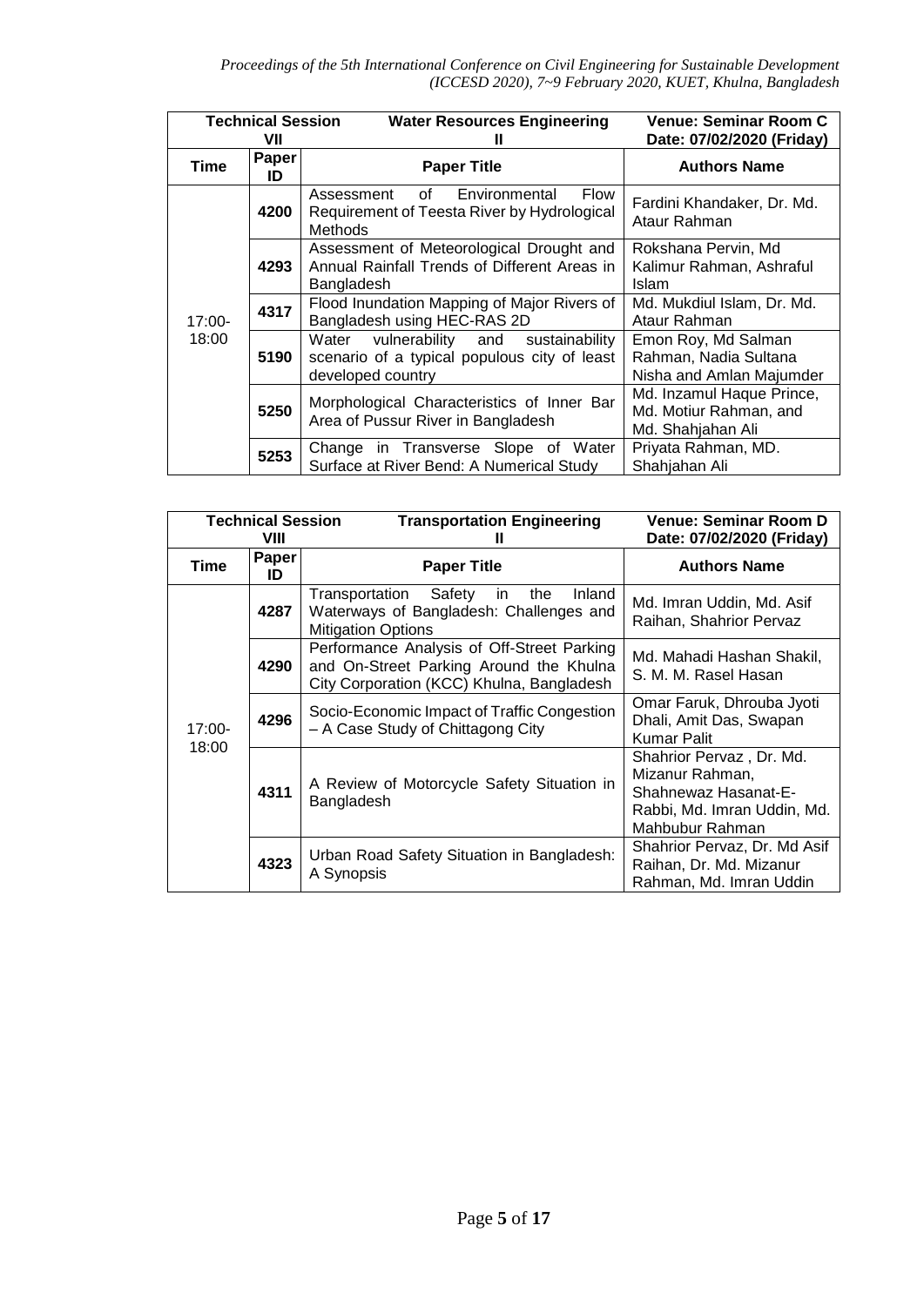| Technical Session VII | | Water Resources Engineering II | Venue: Seminar Room C Date: 07/02/2020 (Friday) |
|---|---|---|---|
| **Time** | **Paper ID** | **Paper Title** | **Authors Name** |
| 17:00-18:00 | **4200** | Assessment of Environmental Flow Requirement of Teesta River by Hydrological Methods | Fardini Khandaker, Dr. Md. Ataur Rahman |
| | **4293** | Assessment of Meteorological Drought and Annual Rainfall Trends of Different Areas in Bangladesh | Rokshana Pervin, Md Kalimur Rahman, Ashraful Islam |
| | **4317** | Flood Inundation Mapping of Major Rivers of Bangladesh using HEC-RAS 2D | Md. Mukdiul Islam, Dr. Md. Ataur Rahman |
| | **5190** | Water vulnerability and sustainability scenario of a typical populous city of least developed country | Emon Roy, Md Salman Rahman, Nadia Sultana Nisha and Amlan Majumder |
| | **5250** | Morphological Characteristics of Inner Bar Area of Pussur River in Bangladesh | Md. Inzamul Haque Prince, Md. Motiur Rahman, and Md. Shahjahan Ali |
| | **5253** | Change in Transverse Slope of Water Surface at River Bend: A Numerical Study | Priyata Rahman, MD. Shahjahan Ali |

| Technical Session VIII | | Transportation Engineering II | Venue: Seminar Room D Date: 07/02/2020 (Friday) |
|---|---|---|---|
| **Time** | **Paper ID** | **Paper Title** | **Authors Name** |
| 17:00-18:00 | **4287** | Transportation Safety in the Inland Waterways of Bangladesh: Challenges and Mitigation Options | Md. Imran Uddin, Md. Asif Raihan, Shahrior Pervaz |
| | **4290** | Performance Analysis of Off-Street Parking and On-Street Parking Around the Khulna City Corporation (KCC) Khulna, Bangladesh | Md. Mahadi Hashan Shakil, S. M. M. Rasel Hasan |
| | **4296** | Socio-Economic Impact of Traffic Congestion – A Case Study of Chittagong City | Omar Faruk, Dhrouba Jyoti Dhali, Amit Das, Swapan Kumar Palit |
| | **4311** | A Review of Motorcycle Safety Situation in Bangladesh | Shahrior Pervaz , Dr. Md. Mizanur Rahman, Shahnewaz Hasanat-E-Rabbi, Md. Imran Uddin, Md. Mahbubur Rahman |
| | **4323** | Urban Road Safety Situation in Bangladesh: A Synopsis | Shahrior Pervaz, Dr. Md Asif Raihan, Dr. Md. Mizanur Rahman, Md. Imran Uddin |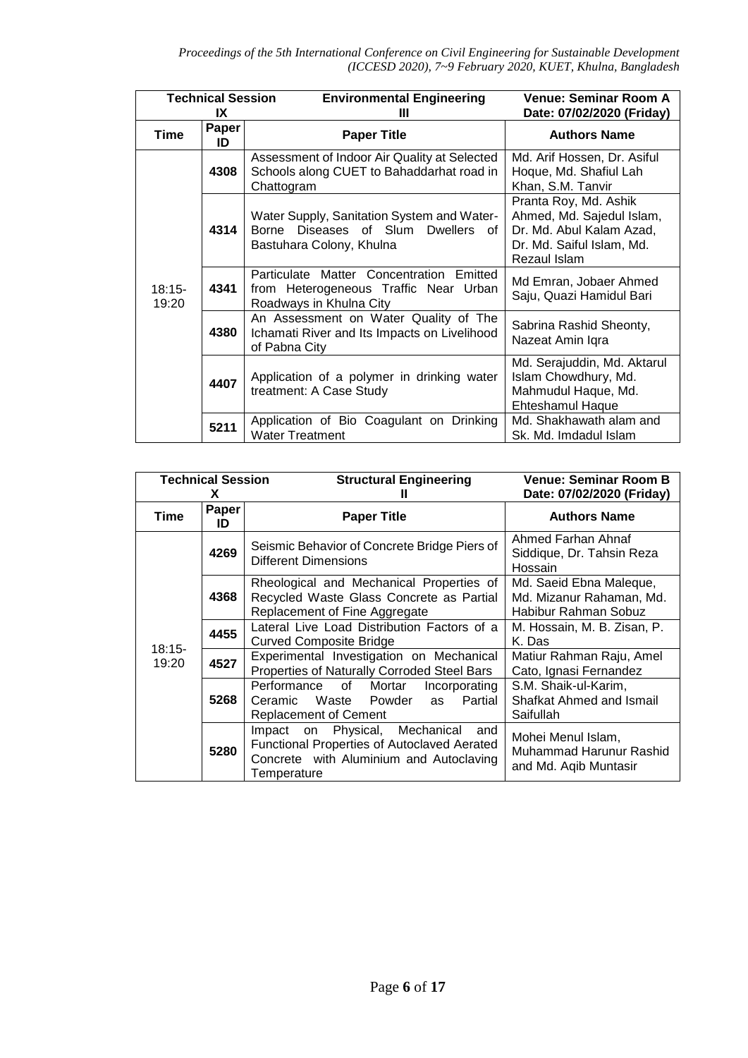| Technical Session IX | | Environmental Engineering III | Venue: Seminar Room A Date: 07/02/2020 (Friday) |
|---|---|---|---|
| **Time** | **Paper ID** | **Paper Title** | **Authors Name** |
| 18:15-19:20 | **4308** | Assessment of Indoor Air Quality at Selected Schools along CUET to Bahaddarhat road in Chattogram | Md. Arif Hossen, Dr. Asiful Hoque, Md. Shafiul Lah Khan, S.M. Tanvir |
| | **4314** | Water Supply, Sanitation System and Water-Borne Diseases of Slum Dwellers of Bastuhara Colony, Khulna | Pranta Roy, Md. Ashik Ahmed, Md. Sajedul Islam, Dr. Md. Abul Kalam Azad, Dr. Md. Saiful Islam, Md. Rezaul Islam |
| | **4341** | Particulate Matter Concentration Emitted from Heterogeneous Traffic Near Urban Roadways in Khulna City | Md Emran, Jobaer Ahmed Saju, Quazi Hamidul Bari |
| | **4380** | An Assessment on Water Quality of The Ichamati River and Its Impacts on Livelihood of Pabna City | Sabrina Rashid Sheonty, Nazeat Amin Iqra |
| | **4407** | Application of a polymer in drinking water treatment: A Case Study | Md. Serajuddin, Md. Aktarul Islam Chowdhury, Md. Mahmudul Haque, Md. Ehteshamul Haque |
| | **5211** | Application of Bio Coagulant on Drinking Water Treatment | Md. Shakhawath alam and Sk. Md. Imdadul Islam |

| Technical Session X | | Structural Engineering II | Venue: Seminar Room B Date: 07/02/2020 (Friday) |
|---|---|---|---|
| **Time** | **Paper ID** | **Paper Title** | **Authors Name** |
| 18:15-19:20 | **4269** | Seismic Behavior of Concrete Bridge Piers of Different Dimensions | Ahmed Farhan Ahnaf Siddique, Dr. Tahsin Reza Hossain |
| | **4368** | Rheological and Mechanical Properties of Recycled Waste Glass Concrete as Partial Replacement of Fine Aggregate | Md. Saeid Ebna Maleque, Md. Mizanur Rahaman, Md. Habibur Rahman Sobuz |
| | **4455** | Lateral Live Load Distribution Factors of a Curved Composite Bridge | M. Hossain, M. B. Zisan, P. K. Das |
| | **4527** | Experimental Investigation on Mechanical Properties of Naturally Corroded Steel Bars | Matiur Rahman Raju, Amel Cato, Ignasi Fernandez |
| | **5268** | Performance of Mortar Incorporating Ceramic Waste Powder as Partial Replacement of Cement | S.M. Shaik-ul-Karim, Shafkat Ahmed and Ismail Saifullah |
| | **5280** | Impact on Physical, Mechanical and Functional Properties of Autoclaved Aerated Concrete with Aluminium and Autoclaving Temperature | Mohei Menul Islam, Muhammad Harunur Rashid and Md. Aqib Muntasir |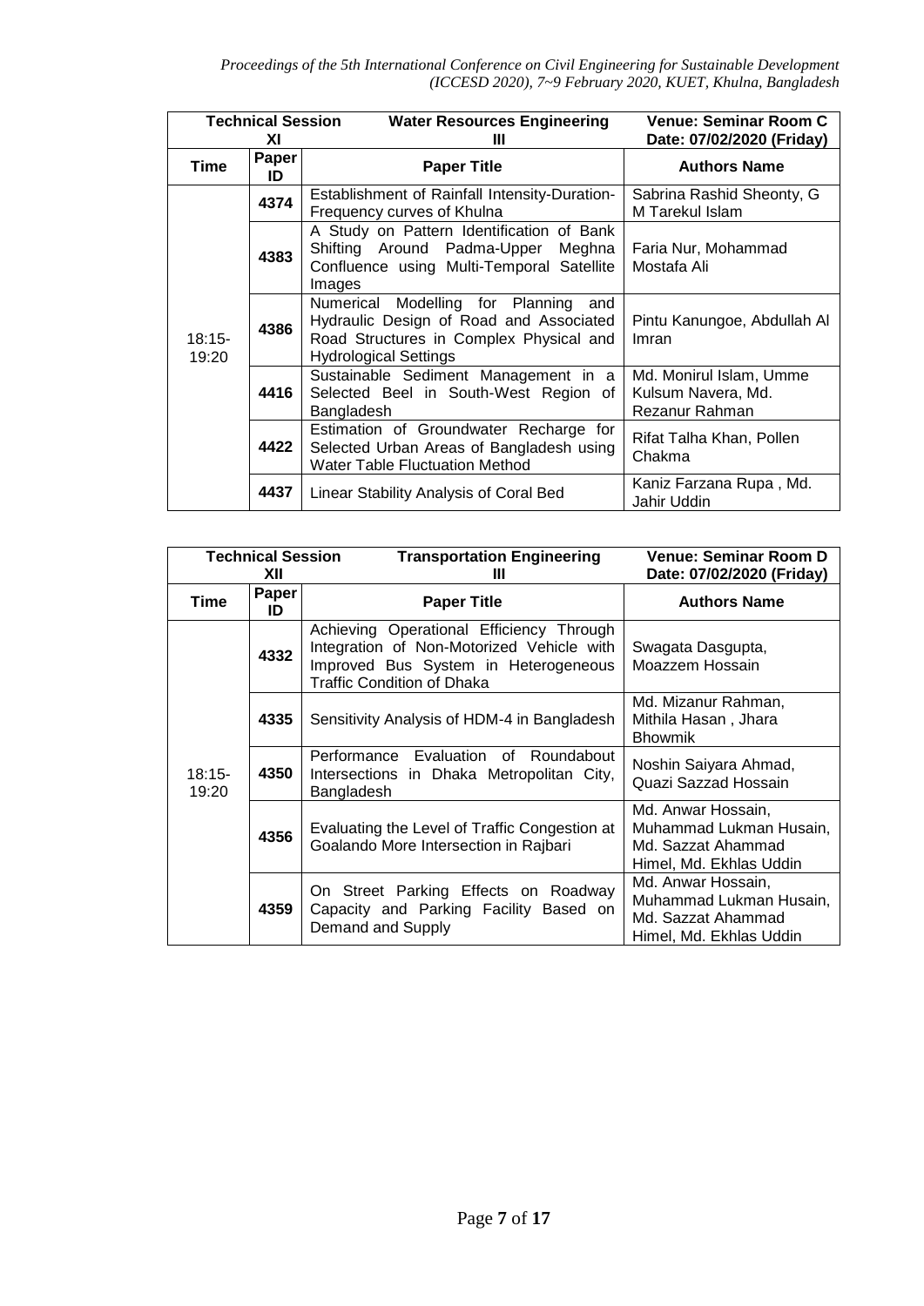| Technical Session XI | | Water Resources Engineering III | Venue: Seminar Room C Date: 07/02/2020 (Friday) |
|---|---|---|---|
| **Time** | **Paper ID** | **Paper Title** | **Authors Name** |
| 18:15-19:20 | **4374** | Establishment of Rainfall Intensity-Duration-Frequency curves of Khulna | Sabrina Rashid Sheonty, G M Tarekul Islam |
| | **4383** | A Study on Pattern Identification of Bank Shifting Around Padma-Upper Meghna Confluence using Multi-Temporal Satellite Images | Faria Nur, Mohammad Mostafa Ali |
| | **4386** | Numerical Modelling for Planning and Hydraulic Design of Road and Associated Road Structures in Complex Physical and Hydrological Settings | Pintu Kanungoe, Abdullah Al Imran |
| | **4416** | Sustainable Sediment Management in a Selected Beel in South-West Region of Bangladesh | Md. Monirul Islam, Umme Kulsum Navera, Md. Rezanur Rahman |
| | **4422** | Estimation of Groundwater Recharge for Selected Urban Areas of Bangladesh using Water Table Fluctuation Method | Rifat Talha Khan, Pollen Chakma |
| | **4437** | Linear Stability Analysis of Coral Bed | Kaniz Farzana Rupa , Md. Jahir Uddin |

| Technical Session XII | | Transportation Engineering III | Venue: Seminar Room D Date: 07/02/2020 (Friday) |
|---|---|---|---|
| **Time** | **Paper ID** | **Paper Title** | **Authors Name** |
| 18:15-19:20 | **4332** | Achieving Operational Efficiency Through Integration of Non-Motorized Vehicle with Improved Bus System in Heterogeneous Traffic Condition of Dhaka | Swagata Dasgupta, Moazzem Hossain |
| | **4335** | Sensitivity Analysis of HDM-4 in Bangladesh | Md. Mizanur Rahman, Mithila Hasan , Jhara Bhowmik |
| | **4350** | Performance Evaluation of Roundabout Intersections in Dhaka Metropolitan City, Bangladesh | Noshin Saiyara Ahmad, Quazi Sazzad Hossain |
| | **4356** | Evaluating the Level of Traffic Congestion at Goalando More Intersection in Rajbari | Md. Anwar Hossain, Muhammad Lukman Husain, Md. Sazzat Ahammad Himel, Md. Ekhlas Uddin |
| | **4359** | On Street Parking Effects on Roadway Capacity and Parking Facility Based on Demand and Supply | Md. Anwar Hossain, Muhammad Lukman Husain, Md. Sazzat Ahammad Himel, Md. Ekhlas Uddin |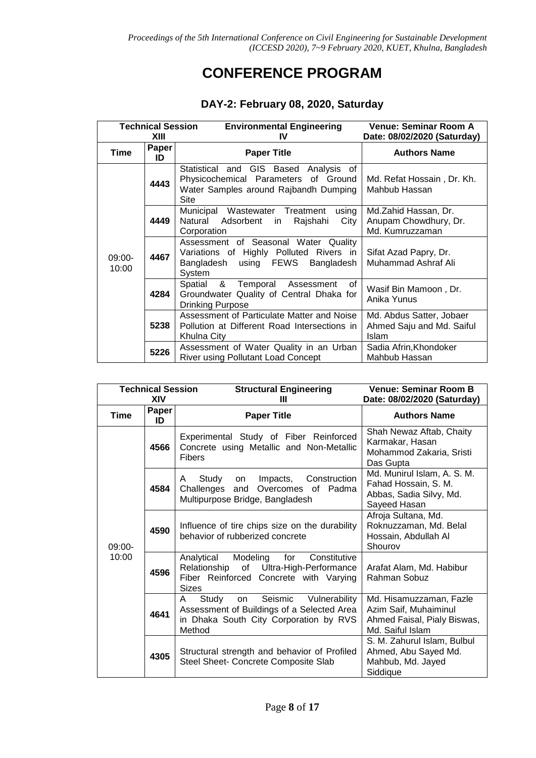# CONFERENCE PROGRAM

## DAY-2: February 08, 2020, Saturday

| Technical Session XIII | | Environmental Engineering IV | Venue: Seminar Room A Date: 08/02/2020 (Saturday) |
|---|---|---|---|
| **Time** | **Paper ID** | **Paper Title** | **Authors Name** |
| 09:00-10:00 | **4443** | Statistical and GIS Based Analysis of Physicochemical Parameters of Ground Water Samples around Rajbandh Dumping Site | Md. Refat Hossain , Dr. Kh. Mahbub Hassan |
| | **4449** | Municipal Wastewater Treatment using Natural Adsorbent in Rajshahi City Corporation | Md.Zahid Hassan, Dr. Anupam Chowdhury, Dr. Md. Kumruzzaman |
| | **4467** | Assessment of Seasonal Water Quality Variations of Highly Polluted Rivers in Bangladesh using FEWS Bangladesh System | Sifat Azad Papry, Dr. Muhammad Ashraf Ali |
| | **4284** | Spatial & Temporal Assessment of Groundwater Quality of Central Dhaka for Drinking Purpose | Wasif Bin Mamoon , Dr. Anika Yunus |
| | **5238** | Assessment of Particulate Matter and Noise Pollution at Different Road Intersections in Khulna City | Md. Abdus Satter, Jobaer Ahmed Saju and Md. Saiful Islam |
| | **5226** | Assessment of Water Quality in an Urban River using Pollutant Load Concept | Sadia Afrin,Khondoker Mahbub Hassan |

| Technical Session XIV | | Structural Engineering III | Venue: Seminar Room B Date: 08/02/2020 (Saturday) |
|---|---|---|---|
| **Time** | **Paper ID** | **Paper Title** | **Authors Name** |
| 09:00-10:00 | **4566** | Experimental Study of Fiber Reinforced Concrete using Metallic and Non-Metallic Fibers | Shah Newaz Aftab, Chaity Karmakar, Hasan Mohammod Zakaria, Sristi Das Gupta |
| | **4584** | A Study on Impacts, Construction Challenges and Overcomes of Padma Multipurpose Bridge, Bangladesh | Md. Munirul Islam, A. S. M. Fahad Hossain, S. M. Abbas, Sadia Silvy, Md. Sayeed Hasan |
| | **4590** | Influence of tire chips size on the durability behavior of rubberized concrete | Afroja Sultana, Md. Roknuzzaman, Md. Belal Hossain, Abdullah Al Shourov |
| | **4596** | Analytical Modeling for Constitutive Relationship of Ultra-High-Performance Fiber Reinforced Concrete with Varying Sizes | Arafat Alam, Md. Habibur Rahman Sobuz |
| | **4641** | A Study on Seismic Vulnerability Assessment of Buildings of a Selected Area in Dhaka South City Corporation by RVS Method | Md. Hisamuzzaman, Fazle Azim Saif, Muhaiminul Ahmed Faisal, Pialy Biswas, Md. Saiful Islam |
| | **4305** | Structural strength and behavior of Profiled Steel Sheet- Concrete Composite Slab | S. M. Zahurul Islam, Bulbul Ahmed, Abu Sayed Md. Mahbub, Md. Jayed Siddique |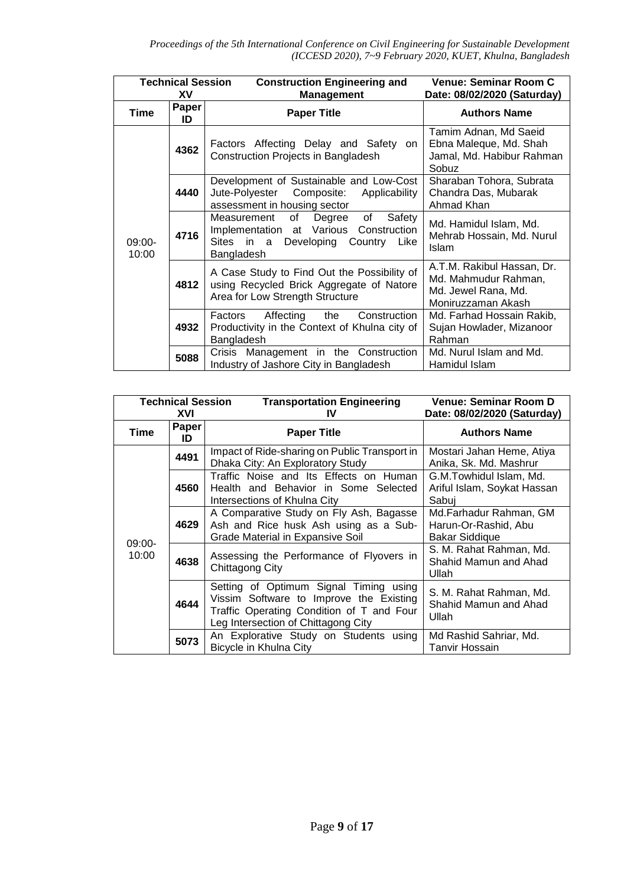| Technical Session XV | | Construction Engineering and Management | Venue: Seminar Room C Date: 08/02/2020 (Saturday) |
|---|---|---|---|
| **Time** | **Paper ID** | **Paper Title** | **Authors Name** |
| 09:00-10:00 | **4362** | Factors Affecting Delay and Safety on Construction Projects in Bangladesh | Tamim Adnan, Md Saeid Ebna Maleque, Md. Shah Jamal, Md. Habibur Rahman Sobuz |
| | **4440** | Development of Sustainable and Low-Cost Jute-Polyester Composite: Applicability assessment in housing sector | Sharaban Tohora, Subrata Chandra Das, Mubarak Ahmad Khan |
| | **4716** | Measurement of Degree of Safety Implementation at Various Construction Sites in a Developing Country Like Bangladesh | Md. Hamidul Islam, Md. Mehrab Hossain, Md. Nurul Islam |
| | **4812** | A Case Study to Find Out the Possibility of using Recycled Brick Aggregate of Natore Area for Low Strength Structure | A.T.M. Rakibul Hassan, Dr. Md. Mahmudur Rahman, Md. Jewel Rana, Md. Moniruzzaman Akash |
| | **4932** | Factors Affecting the Construction Productivity in the Context of Khulna city of Bangladesh | Md. Farhad Hossain Rakib, Sujan Howlader, Mizanoor Rahman |
| | **5088** | Crisis Management in the Construction Industry of Jashore City in Bangladesh | Md. Nurul Islam and Md. Hamidul Islam |

| Technical Session XVI | | Transportation Engineering IV | Venue: Seminar Room D Date: 08/02/2020 (Saturday) |
|---|---|---|---|
| **Time** | **Paper ID** | **Paper Title** | **Authors Name** |
| 09:00-10:00 | **4491** | Impact of Ride-sharing on Public Transport in Dhaka City: An Exploratory Study | Mostari Jahan Heme, Atiya Anika, Sk. Md. Mashrur |
| | **4560** | Traffic Noise and Its Effects on Human Health and Behavior in Some Selected Intersections of Khulna City | G.M.Towhidul Islam, Md. Ariful Islam, Soykat Hassan Sabuj |
| | **4629** | A Comparative Study on Fly Ash, Bagasse Ash and Rice husk Ash using as a Sub-Grade Material in Expansive Soil | Md.Farhadur Rahman, GM Harun-Or-Rashid, Abu Bakar Siddique |
| | **4638** | Assessing the Performance of Flyovers in Chittagong City | S. M. Rahat Rahman, Md. Shahid Mamun and Ahad Ullah |
| | **4644** | Setting of Optimum Signal Timing using Vissim Software to Improve the Existing Traffic Operating Condition of T and Four Leg Intersection of Chittagong City | S. M. Rahat Rahman, Md. Shahid Mamun and Ahad Ullah |
| | **5073** | An Explorative Study on Students using Bicycle in Khulna City | Md Rashid Sahriar, Md. Tanvir Hossain |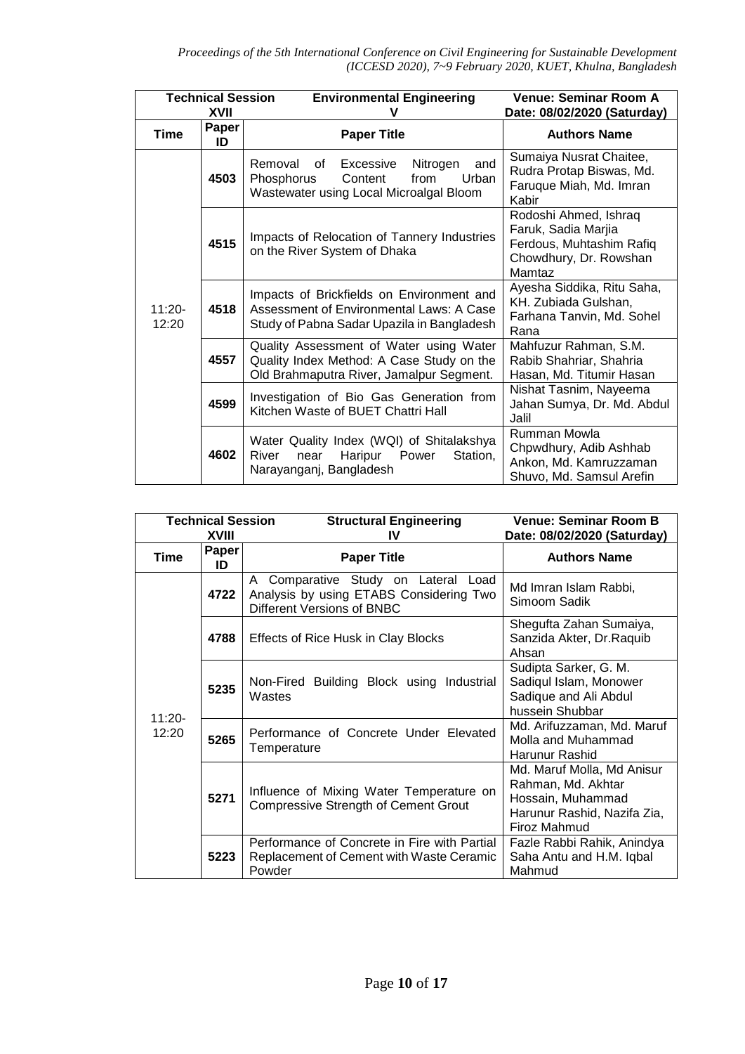| Technical Session XVII | | Environmental Engineering V | Venue: Seminar Room A Date: 08/02/2020 (Saturday) |
|---|---|---|---|
| **Time** | **Paper ID** | **Paper Title** | **Authors Name** |
| 11:20-12:20 | **4503** | Removal of Excessive Nitrogen and Phosphorus Content from Urban Wastewater using Local Microalgal Bloom | Sumaiya Nusrat Chaitee, Rudra Protap Biswas, Md. Faruque Miah, Md. Imran Kabir |
| | **4515** | Impacts of Relocation of Tannery Industries on the River System of Dhaka | Rodoshi Ahmed, Ishraq Faruk, Sadia Marjia Ferdous, Muhtashim Rafiq Chowdhury, Dr. Rowshan Mamtaz |
| | **4518** | Impacts of Brickfields on Environment and Assessment of Environmental Laws: A Case Study of Pabna Sadar Upazila in Bangladesh | Ayesha Siddika, Ritu Saha, KH. Zubiada Gulshan, Farhana Tanvin, Md. Sohel Rana |
| | **4557** | Quality Assessment of Water using Water Quality Index Method: A Case Study on the Old Brahmaputra River, Jamalpur Segment. | Mahfuzur Rahman, S.M. Rabib Shahriar, Shahria Hasan, Md. Titumir Hasan |
| | **4599** | Investigation of Bio Gas Generation from Kitchen Waste of BUET Chattri Hall | Nishat Tasnim, Nayeema Jahan Sumya, Dr. Md. Abdul Jalil |
| | **4602** | Water Quality Index (WQI) of Shitalakshya River near Haripur Power Station, Narayanganj, Bangladesh | Rumman Mowla Chpwdhury, Adib Ashhab Ankon, Md. Kamruzzaman Shuvo, Md. Samsul Arefin |

| Technical Session XVIII | | Structural Engineering IV | Venue: Seminar Room B Date: 08/02/2020 (Saturday) |
|---|---|---|---|
| **Time** | **Paper ID** | **Paper Title** | **Authors Name** |
| 11:20-12:20 | **4722** | A Comparative Study on Lateral Load Analysis by using ETABS Considering Two Different Versions of BNBC | Md Imran Islam Rabbi, Simoom Sadik |
| | **4788** | Effects of Rice Husk in Clay Blocks | Shegufta Zahan Sumaiya, Sanzida Akter, Dr.Raquib Ahsan |
| | **5235** | Non-Fired Building Block using Industrial Wastes | Sudipta Sarker, G. M. Sadiqul Islam, Monower Sadique and Ali Abdul hussein Shubbar |
| | **5265** | Performance of Concrete Under Elevated Temperature | Md. Arifuzzaman, Md. Maruf Molla and Muhammad Harunur Rashid |
| | **5271** | Influence of Mixing Water Temperature on Compressive Strength of Cement Grout | Md. Maruf Molla, Md Anisur Rahman, Md. Akhtar Hossain, Muhammad Harunur Rashid, Nazifa Zia, Firoz Mahmud |
| | **5223** | Performance of Concrete in Fire with Partial Replacement of Cement with Waste Ceramic Powder | Fazle Rabbi Rahik, Anindya Saha Antu and H.M. Iqbal Mahmud |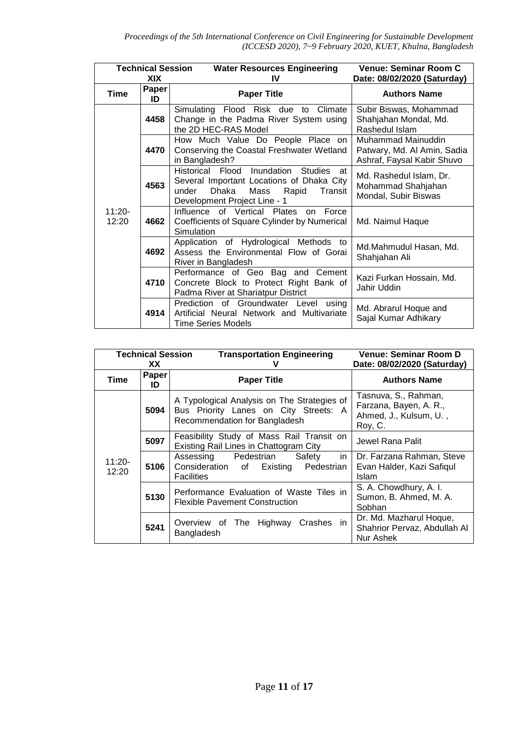| Technical Session XIX | | Water Resources Engineering IV | Venue: Seminar Room C Date: 08/02/2020 (Saturday) |
|---|---|---|---|
| **Time** | **Paper ID** | **Paper Title** | **Authors Name** |
| 11:20-12:20 | **4458** | Simulating Flood Risk due to Climate Change in the Padma River System using the 2D HEC-RAS Model | Subir Biswas, Mohammad Shahjahan Mondal, Md. Rashedul Islam |
| | **4470** | How Much Value Do People Place on Conserving the Coastal Freshwater Wetland in Bangladesh? | Muhammad Mainuddin Patwary, Md. Al Amin, Sadia Ashraf, Faysal Kabir Shuvo |
| | **4563** | Historical Flood Inundation Studies at Several Important Locations of Dhaka City under Dhaka Mass Rapid Transit Development Project Line - 1 | Md. Rashedul Islam, Dr. Mohammad Shahjahan Mondal, Subir Biswas |
| | **4662** | Influence of Vertical Plates on Force Coefficients of Square Cylinder by Numerical Simulation | Md. Naimul Haque |
| | **4692** | Application of Hydrological Methods to Assess the Environmental Flow of Gorai River in Bangladesh | Md.Mahmudul Hasan, Md. Shahjahan Ali |
| | **4710** | Performance of Geo Bag and Cement Concrete Block to Protect Right Bank of Padma River at Shariatpur District | Kazi Furkan Hossain, Md. Jahir Uddin |
| | **4914** | Prediction of Groundwater Level using Artificial Neural Network and Multivariate Time Series Models | Md. Abrarul Hoque and Sajal Kumar Adhikary |

| Technical Session XX | | Transportation Engineering V | Venue: Seminar Room D Date: 08/02/2020 (Saturday) |
|---|---|---|---|
| **Time** | **Paper ID** | **Paper Title** | **Authors Name** |
| 11:20-12:20 | **5094** | A Typological Analysis on The Strategies of Bus Priority Lanes on City Streets: A Recommendation for Bangladesh | Tasnuva, S., Rahman, Farzana, Bayen, A. R., Ahmed, J., Kulsum, U. , Roy, C. |
| | **5097** | Feasibility Study of Mass Rail Transit on Existing Rail Lines in Chattogram City | Jewel Rana Palit |
| | **5106** | Assessing Pedestrian Safety in Consideration of Existing Pedestrian Facilities | Dr. Farzana Rahman, Steve Evan Halder, Kazi Safiqul Islam |
| | **5130** | Performance Evaluation of Waste Tiles in Flexible Pavement Construction | S. A. Chowdhury, A. I. Sumon, B. Ahmed, M. A. Sobhan |
| | **5241** | Overview of The Highway Crashes in Bangladesh | Dr. Md. Mazharul Hoque, Shahrior Pervaz, Abdullah Al Nur Ashek |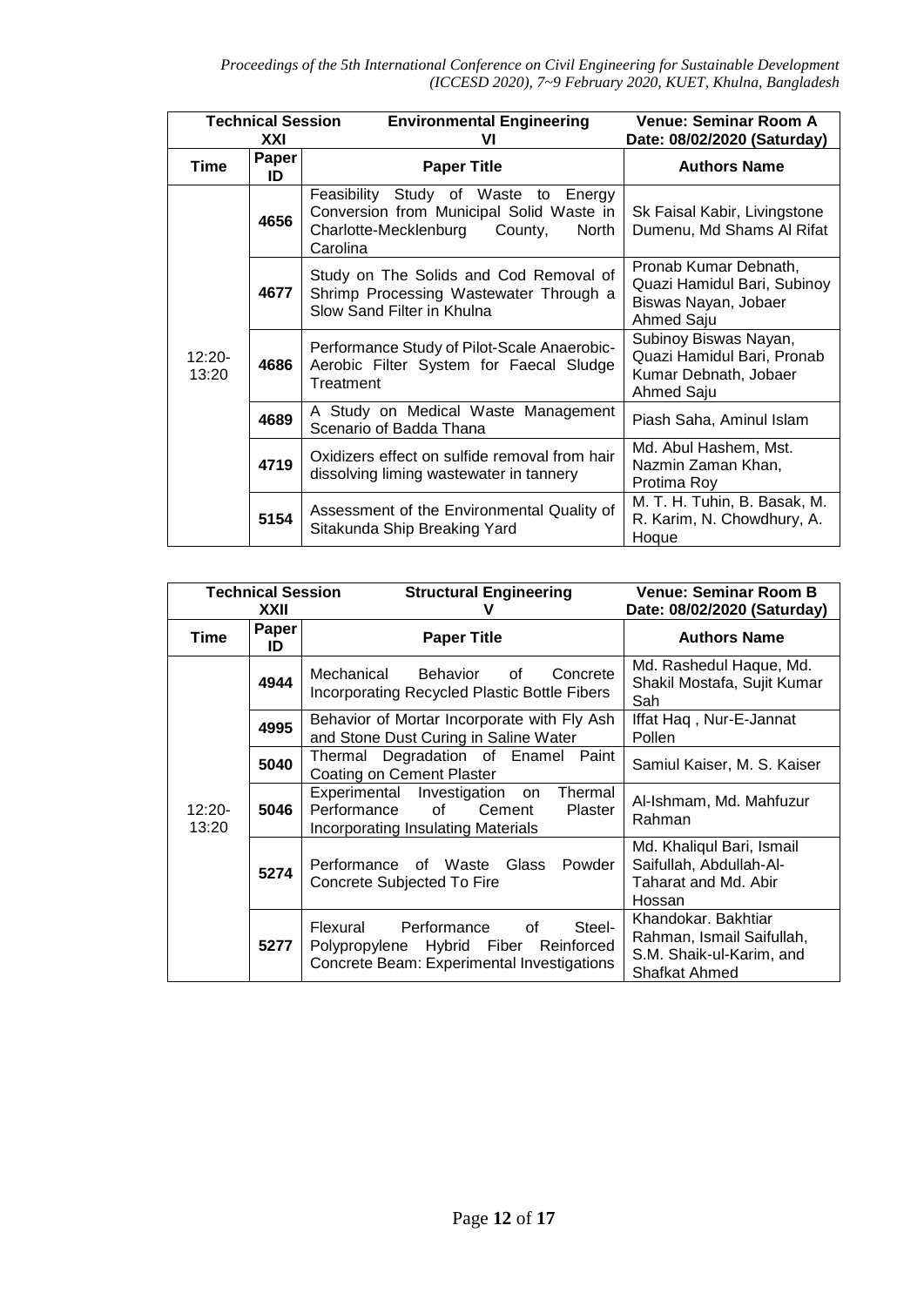| Technical Session XXI | | Environmental Engineering VI | Venue: Seminar Room A Date: 08/02/2020 (Saturday) |
|---|---|---|---|
| **Time** | **Paper ID** | **Paper Title** | **Authors Name** |
| 12:20-13:20 | **4656** | Feasibility Study of Waste to Energy Conversion from Municipal Solid Waste in Charlotte-Mecklenburg County, North Carolina | Sk Faisal Kabir, Livingstone Dumenu, Md Shams Al Rifat |
| | **4677** | Study on The Solids and Cod Removal of Shrimp Processing Wastewater Through a Slow Sand Filter in Khulna | Pronab Kumar Debnath, Quazi Hamidul Bari, Subinoy Biswas Nayan, Jobaer Ahmed Saju |
| | **4686** | Performance Study of Pilot-Scale Anaerobic-Aerobic Filter System for Faecal Sludge Treatment | Subinoy Biswas Nayan, Quazi Hamidul Bari, Pronab Kumar Debnath, Jobaer Ahmed Saju |
| | **4689** | A Study on Medical Waste Management Scenario of Badda Thana | Piash Saha, Aminul Islam |
| | **4719** | Oxidizers effect on sulfide removal from hair dissolving liming wastewater in tannery | Md. Abul Hashem, Mst. Nazmin Zaman Khan, Protima Roy |
| | **5154** | Assessment of the Environmental Quality of Sitakunda Ship Breaking Yard | M. T. H. Tuhin, B. Basak, M. R. Karim, N. Chowdhury, A. Hoque |

| Technical Session XXII | | Structural Engineering V | Venue: Seminar Room B Date: 08/02/2020 (Saturday) |
|---|---|---|---|
| **Time** | **Paper ID** | **Paper Title** | **Authors Name** |
| 12:20-13:20 | **4944** | Mechanical Behavior of Concrete Incorporating Recycled Plastic Bottle Fibers | Md. Rashedul Haque, Md. Shakil Mostafa, Sujit Kumar Sah |
| | **4995** | Behavior of Mortar Incorporate with Fly Ash and Stone Dust Curing in Saline Water | Iffat Haq , Nur-E-Jannat Pollen |
| | **5040** | Thermal Degradation of Enamel Paint Coating on Cement Plaster | Samiul Kaiser, M. S. Kaiser |
| | **5046** | Experimental Investigation on Thermal Performance of Cement Plaster Incorporating Insulating Materials | Al-Ishmam, Md. Mahfuzur Rahman |
| | **5274** | Performance of Waste Glass Powder Concrete Subjected To Fire | Md. Khaliqul Bari, Ismail Saifullah, Abdullah-Al-Taharat and Md. Abir Hossan |
| | **5277** | Flexural Performance of Steel-Polypropylene Hybrid Fiber Reinforced Concrete Beam: Experimental Investigations | Khandokar. Bakhtiar Rahman, Ismail Saifullah, S.M. Shaik-ul-Karim, and Shafkat Ahmed |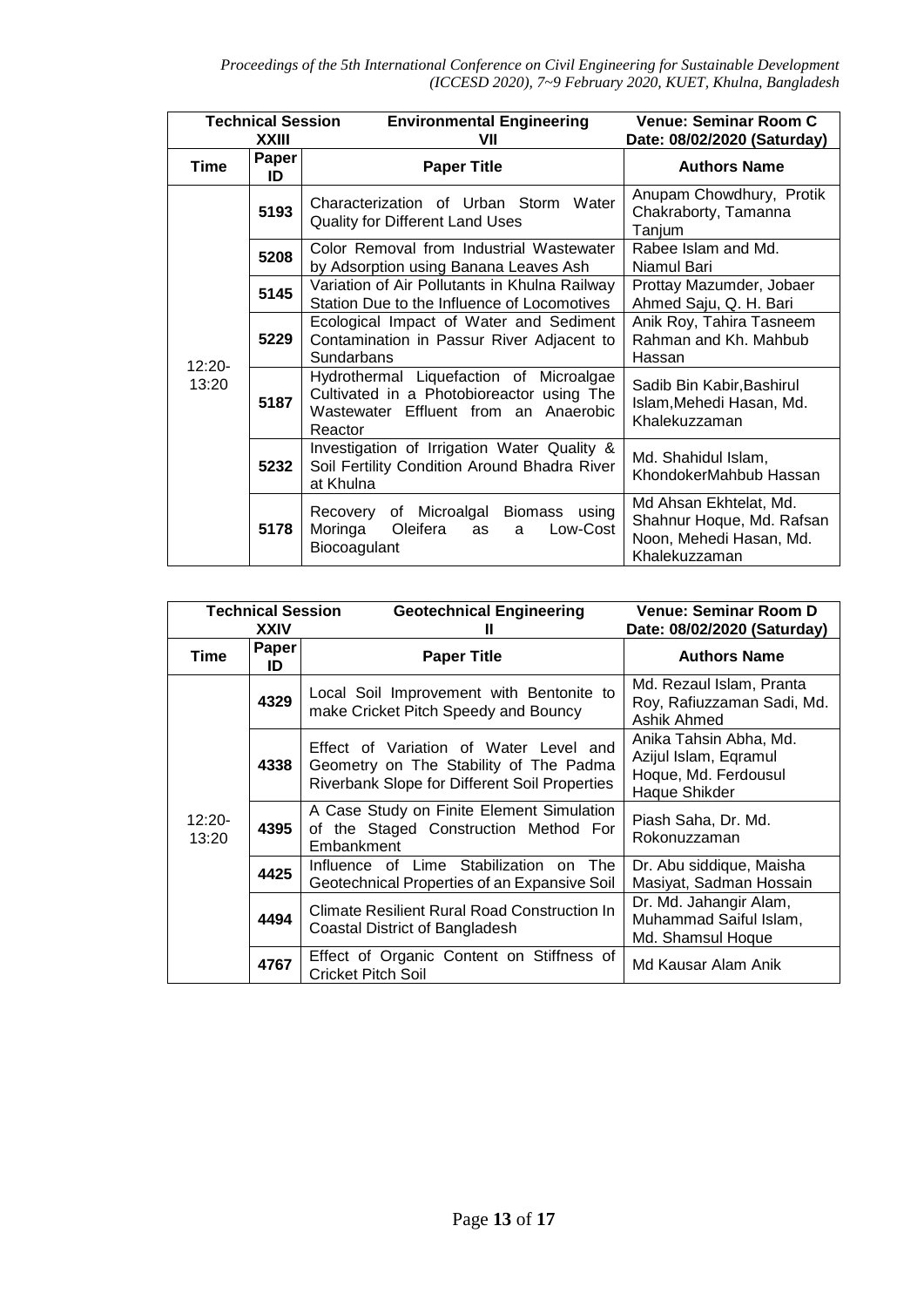| Technical Session XXIII | | Environmental Engineering VII | Venue: Seminar Room C Date: 08/02/2020 (Saturday) |
|---|---|---|---|
| **Time** | **Paper ID** | **Paper Title** | **Authors Name** |
| 12:20-13:20 | **5193** | Characterization of Urban Storm Water Quality for Different Land Uses | Anupam Chowdhury, Protik Chakraborty, Tamanna Tanjum |
| | **5208** | Color Removal from Industrial Wastewater by Adsorption using Banana Leaves Ash | Rabee Islam and Md. Niamul Bari |
| | **5145** | Variation of Air Pollutants in Khulna Railway Station Due to the Influence of Locomotives | Prottay Mazumder, Jobaer Ahmed Saju, Q. H. Bari |
| | **5229** | Ecological Impact of Water and Sediment Contamination in Passur River Adjacent to Sundarbans | Anik Roy, Tahira Tasneem Rahman and Kh. Mahbub Hassan |
| | **5187** | Hydrothermal Liquefaction of Microalgae Cultivated in a Photobioreactor using The Wastewater Effluent from an Anaerobic Reactor | Sadib Bin Kabir,Bashirul Islam,Mehedi Hasan, Md. Khalekuzzaman |
| | **5232** | Investigation of Irrigation Water Quality & Soil Fertility Condition Around Bhadra River at Khulna | Md. Shahidul Islam, KhondokerMahbub Hassan |
| | **5178** | Recovery of Microalgal Biomass using Moringa Oleifera as a Low-Cost Biocoagulant | Md Ahsan Ekhtelat, Md. Shahnur Hoque, Md. Rafsan Noon, Mehedi Hasan, Md. Khalekuzzaman |

| Technical Session XXIV | | Geotechnical Engineering II | Venue: Seminar Room D Date: 08/02/2020 (Saturday) |
|---|---|---|---|
| **Time** | **Paper ID** | **Paper Title** | **Authors Name** |
| 12:20-13:20 | **4329** | Local Soil Improvement with Bentonite to make Cricket Pitch Speedy and Bouncy | Md. Rezaul Islam, Pranta Roy, Rafiuzzaman Sadi, Md. Ashik Ahmed |
| | **4338** | Effect of Variation of Water Level and Geometry on The Stability of The Padma Riverbank Slope for Different Soil Properties | Anika Tahsin Abha, Md. Azijul Islam, Eqramul Hoque, Md. Ferdousul Haque Shikder |
| | **4395** | A Case Study on Finite Element Simulation of the Staged Construction Method For Embankment | Piash Saha, Dr. Md. Rokonuzzaman |
| | **4425** | Influence of Lime Stabilization on The Geotechnical Properties of an Expansive Soil | Dr. Abu siddique, Maisha Masiyat, Sadman Hossain |
| | **4494** | Climate Resilient Rural Road Construction In Coastal District of Bangladesh | Dr. Md. Jahangir Alam, Muhammad Saiful Islam, Md. Shamsul Hoque |
| | **4767** | Effect of Organic Content on Stiffness of Cricket Pitch Soil | Md Kausar Alam Anik |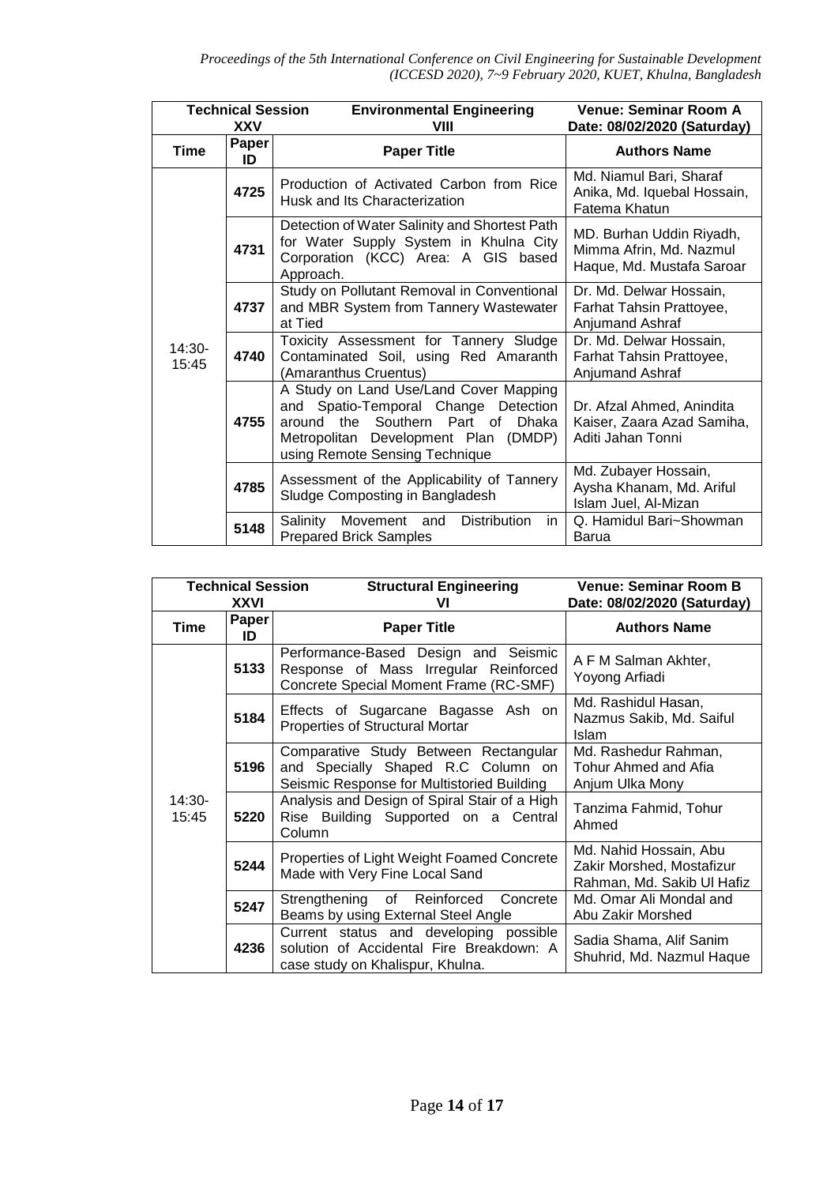| Technical Session XXV | | Environmental Engineering VIII | Venue: Seminar Room A Date: 08/02/2020 (Saturday) |
|---|---|---|---|
| **Time** | **Paper ID** | **Paper Title** | **Authors Name** |
| 14:30-15:45 | **4725** | Production of Activated Carbon from Rice Husk and Its Characterization | Md. Niamul Bari, Sharaf Anika, Md. Iquebal Hossain, Fatema Khatun |
| | **4731** | Detection of Water Salinity and Shortest Path for Water Supply System in Khulna City Corporation (KCC) Area: A GIS based Approach. | MD. Burhan Uddin Riyadh, Mimma Afrin, Md. Nazmul Haque, Md. Mustafa Saroar |
| | **4737** | Study on Pollutant Removal in Conventional and MBR System from Tannery Wastewater at Tied | Dr. Md. Delwar Hossain, Farhat Tahsin Prattoyee, Anjumand Ashraf |
| | **4740** | Toxicity Assessment for Tannery Sludge Contaminated Soil, using Red Amaranth (Amaranthus Cruentus) | Dr. Md. Delwar Hossain, Farhat Tahsin Prattoyee, Anjumand Ashraf |
| | **4755** | A Study on Land Use/Land Cover Mapping and Spatio-Temporal Change Detection around the Southern Part of Dhaka Metropolitan Development Plan (DMDP) using Remote Sensing Technique | Dr. Afzal Ahmed, Anindita Kaiser, Zaara Azad Samiha, Aditi Jahan Tonni |
| | **4785** | Assessment of the Applicability of Tannery Sludge Composting in Bangladesh | Md. Zubayer Hossain, Aysha Khanam, Md. Ariful Islam Juel, Al-Mizan |
| | **5148** | Salinity Movement and Distribution in Prepared Brick Samples | Q. Hamidul Bari~Showman Barua |

| Technical Session XXVI | | Structural Engineering VI | Venue: Seminar Room B Date: 08/02/2020 (Saturday) |
|---|---|---|---|
| **Time** | **Paper ID** | **Paper Title** | **Authors Name** |
| 14:30-15:45 | **5133** | Performance-Based Design and Seismic Response of Mass Irregular Reinforced Concrete Special Moment Frame (RC-SMF) | A F M Salman Akhter, Yoyong Arfiadi |
| | **5184** | Effects of Sugarcane Bagasse Ash on Properties of Structural Mortar | Md. Rashidul Hasan, Nazmus Sakib, Md. Saiful Islam |
| | **5196** | Comparative Study Between Rectangular and Specially Shaped R.C Column on Seismic Response for Multistoried Building | Md. Rashedur Rahman, Tohur Ahmed and Afia Anjum Ulka Mony |
| | **5220** | Analysis and Design of Spiral Stair of a High Rise Building Supported on a Central Column | Tanzima Fahmid, Tohur Ahmed |
| | **5244** | Properties of Light Weight Foamed Concrete Made with Very Fine Local Sand | Md. Nahid Hossain, Abu Zakir Morshed, Mostafizur Rahman, Md. Sakib Ul Hafiz |
| | **5247** | Strengthening of Reinforced Concrete Beams by using External Steel Angle | Md. Omar Ali Mondal and Abu Zakir Morshed |
| | **4236** | Current status and developing possible solution of Accidental Fire Breakdown: A case study on Khalispur, Khulna. | Sadia Shama, Alif Sanim Shuhrid, Md. Nazmul Haque |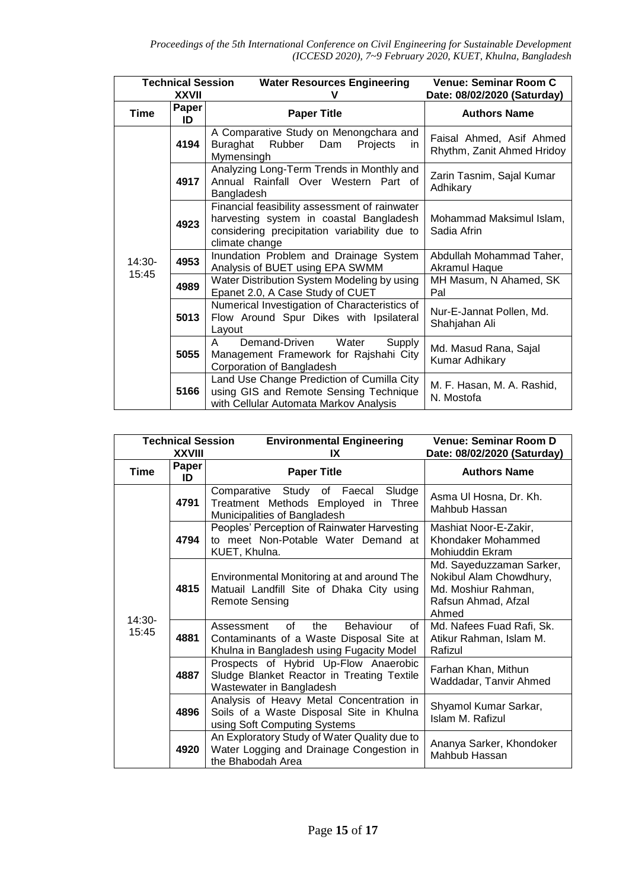| Technical Session XXVII | | Water Resources Engineering V | Venue: Seminar Room C Date: 08/02/2020 (Saturday) |
|---|---|---|---|
| **Time** | **Paper ID** | **Paper Title** | **Authors Name** |
| 14:30-15:45 | **4194** | A Comparative Study on Menongchara and Buraghat Rubber Dam Projects in Mymensingh | Faisal Ahmed, Asif Ahmed Rhythm, Zanit Ahmed Hridoy |
| | **4917** | Analyzing Long-Term Trends in Monthly and Annual Rainfall Over Western Part of Bangladesh | Zarin Tasnim, Sajal Kumar Adhikary |
| | **4923** | Financial feasibility assessment of rainwater harvesting system in coastal Bangladesh considering precipitation variability due to climate change | Mohammad Maksimul Islam, Sadia Afrin |
| | **4953** | Inundation Problem and Drainage System Analysis of BUET using EPA SWMM | Abdullah Mohammad Taher, Akramul Haque |
| | **4989** | Water Distribution System Modeling by using Epanet 2.0, A Case Study of CUET | MH Masum, N Ahamed, SK Pal |
| | **5013** | Numerical Investigation of Characteristics of Flow Around Spur Dikes with Ipsilateral Layout | Nur-E-Jannat Pollen, Md. Shahjahan Ali |
| | **5055** | A Demand-Driven Water Supply Management Framework for Rajshahi City Corporation of Bangladesh | Md. Masud Rana, Sajal Kumar Adhikary |
| | **5166** | Land Use Change Prediction of Cumilla City using GIS and Remote Sensing Technique with Cellular Automata Markov Analysis | M. F. Hasan, M. A. Rashid, N. Mostofa |

| Technical Session XXVIII | | Environmental Engineering IX | Venue: Seminar Room D Date: 08/02/2020 (Saturday) |
|---|---|---|---|
| **Time** | **Paper ID** | **Paper Title** | **Authors Name** |
| 14:30-15:45 | **4791** | Comparative Study of Faecal Sludge Treatment Methods Employed in Three Municipalities of Bangladesh | Asma Ul Hosna, Dr. Kh. Mahbub Hassan |
| | **4794** | Peoples' Perception of Rainwater Harvesting to meet Non-Potable Water Demand at KUET, Khulna. | Mashiat Noor-E-Zakir, Khondaker Mohammed Mohiuddin Ekram |
| | **4815** | Environmental Monitoring at and around The Matuail Landfill Site of Dhaka City using Remote Sensing | Md. Sayeduzzaman Sarker, Nokibul Alam Chowdhury, Md. Moshiur Rahman, Rafsun Ahmad, Afzal Ahmed |
| | **4881** | Assessment of the Behaviour of Contaminants of a Waste Disposal Site at Khulna in Bangladesh using Fugacity Model | Md. Nafees Fuad Rafi, Sk. Atikur Rahman, Islam M. Rafizul |
| | **4887** | Prospects of Hybrid Up-Flow Anaerobic Sludge Blanket Reactor in Treating Textile Wastewater in Bangladesh | Farhan Khan, Mithun Waddadar, Tanvir Ahmed |
| | **4896** | Analysis of Heavy Metal Concentration in Soils of a Waste Disposal Site in Khulna using Soft Computing Systems | Shyamol Kumar Sarkar, Islam M. Rafizul |
| | **4920** | An Exploratory Study of Water Quality due to Water Logging and Drainage Congestion in the Bhabodah Area | Ananya Sarker, Khondoker Mahbub Hassan |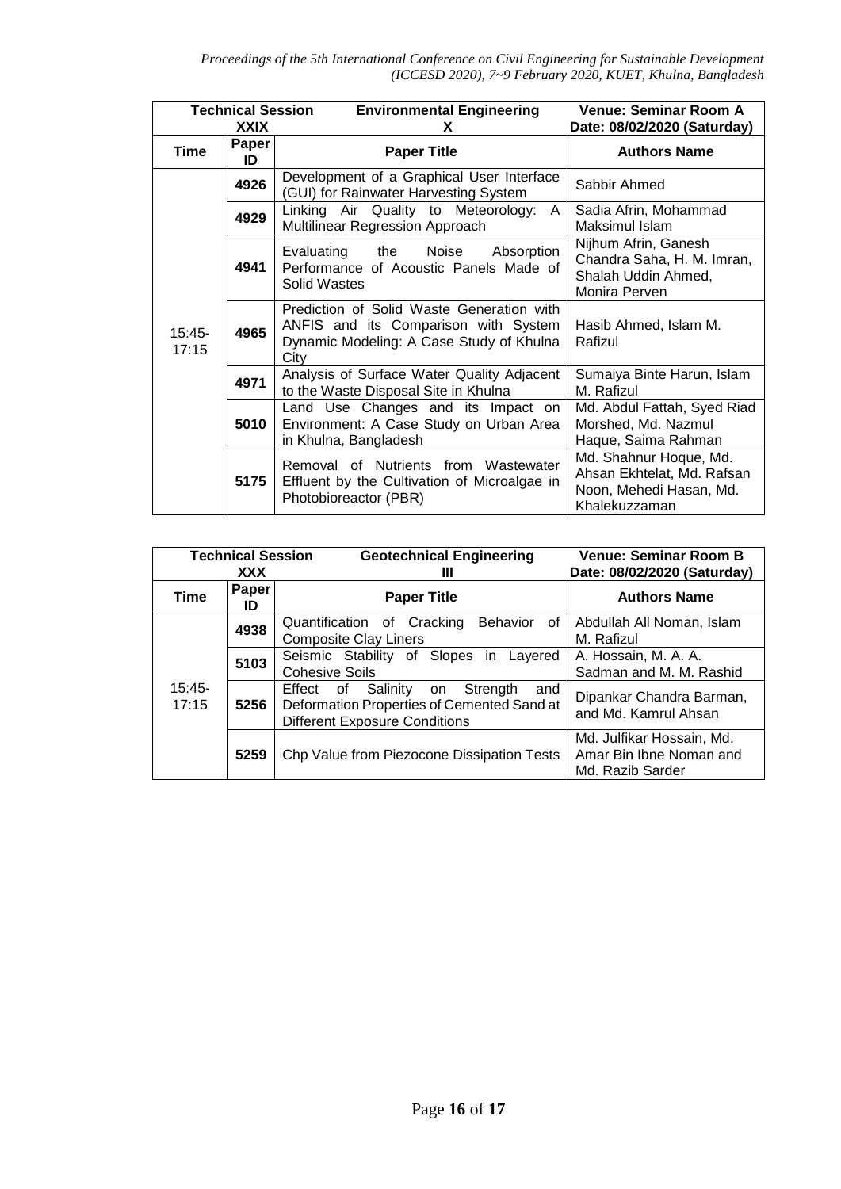| Technical Session XXIX | | Environmental Engineering X | Venue: Seminar Room A Date: 08/02/2020 (Saturday) |
|---|---|---|---|
| **Time** | **Paper ID** | **Paper Title** | **Authors Name** |
| 15:45-17:15 | **4926** | Development of a Graphical User Interface (GUI) for Rainwater Harvesting System | Sabbir Ahmed |
| | **4929** | Linking Air Quality to Meteorology: A Multilinear Regression Approach | Sadia Afrin, Mohammad Maksimul Islam |
| | **4941** | Evaluating the Noise Absorption Performance of Acoustic Panels Made of Solid Wastes | Nijhum Afrin, Ganesh Chandra Saha, H. M. Imran, Shalah Uddin Ahmed, Monira Perven |
| | **4965** | Prediction of Solid Waste Generation with ANFIS and its Comparison with System Dynamic Modeling: A Case Study of Khulna City | Hasib Ahmed, Islam M. Rafizul |
| | **4971** | Analysis of Surface Water Quality Adjacent to the Waste Disposal Site in Khulna | Sumaiya Binte Harun, Islam M. Rafizul |
| | **5010** | Land Use Changes and its Impact on Environment: A Case Study on Urban Area in Khulna, Bangladesh | Md. Abdul Fattah, Syed Riad Morshed, Md. Nazmul Haque, Saima Rahman |
| | **5175** | Removal of Nutrients from Wastewater Effluent by the Cultivation of Microalgae in Photobioreactor (PBR) | Md. Shahnur Hoque, Md. Ahsan Ekhtelat, Md. Rafsan Noon, Mehedi Hasan, Md. Khalekuzzaman |

| Technical Session XXX | | Geotechnical Engineering III | Venue: Seminar Room B Date: 08/02/2020 (Saturday) |
|---|---|---|---|
| **Time** | **Paper ID** | **Paper Title** | **Authors Name** |
| 15:45-17:15 | **4938** | Quantification of Cracking Behavior of Composite Clay Liners | Abdullah All Noman, Islam M. Rafizul |
| | **5103** | Seismic Stability of Slopes in Layered Cohesive Soils | A. Hossain, M. A. A. Sadman and M. M. Rashid |
| | **5256** | Effect of Salinity on Strength and Deformation Properties of Cemented Sand at Different Exposure Conditions | Dipankar Chandra Barman, and Md. Kamrul Ahsan |
| | **5259** | Chp Value from Piezocone Dissipation Tests | Md. Julfikar Hossain, Md. Amar Bin Ibne Noman and Md. Razib Sarder |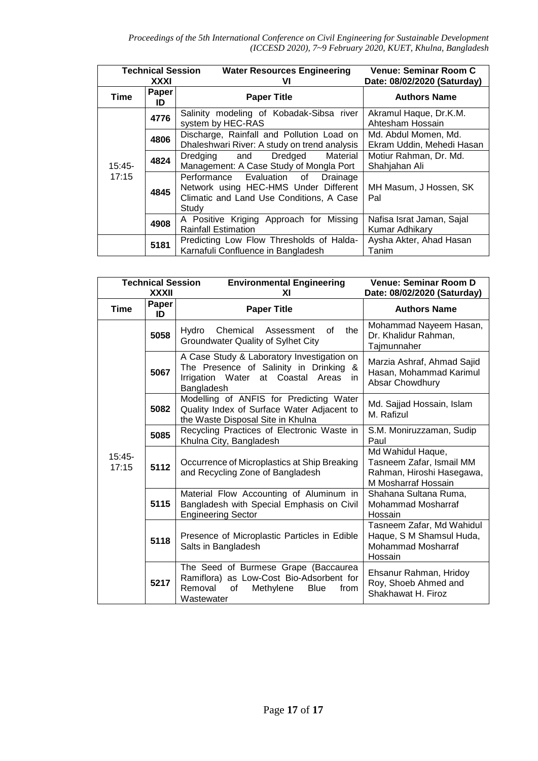| Technical Session XXXI | | Water Resources Engineering VI | Venue: Seminar Room C Date: 08/02/2020 (Saturday) |
|---|---|---|---|
| **Time** | **Paper ID** | **Paper Title** | **Authors Name** |
| 15:45-17:15 | 4776 | Salinity modeling of Kobadak-Sibsa river system by HEC-RAS | Akramul Haque, Dr.K.M. Ahtesham Hossain |
| | 4806 | Discharge, Rainfall and Pollution Load on Dhaleshwari River: A study on trend analysis | Md. Abdul Momen, Md. Ekram Uddin, Mehedi Hasan |
| | 4824 | Dredging and Dredged Material Management: A Case Study of Mongla Port | Motiur Rahman, Dr. Md. Shahjahan Ali |
| | 4845 | Performance Evaluation of Drainage Network using HEC-HMS Under Different Climatic and Land Use Conditions, A Case Study | MH Masum, J Hossen, SK Pal |
| | 4908 | A Positive Kriging Approach for Missing Rainfall Estimation | Nafisa Israt Jaman, Sajal Kumar Adhikary |
| | 5181 | Predicting Low Flow Thresholds of Halda-Karnafuli Confluence in Bangladesh | Aysha Akter, Ahad Hasan Tanim |

| Technical Session XXXII | | Environmental Engineering XI | Venue: Seminar Room D Date: 08/02/2020 (Saturday) |
|---|---|---|---|
| **Time** | **Paper ID** | **Paper Title** | **Authors Name** |
| 15:45-17:15 | 5058 | Hydro Chemical Assessment of the Groundwater Quality of Sylhet City | Mohammad Nayeem Hasan, Dr. Khalidur Rahman, Tajmunnaher |
| | 5067 | A Case Study & Laboratory Investigation on The Presence of Salinity in Drinking & Irrigation Water at Coastal Areas in Bangladesh | Marzia Ashraf, Ahmad Sajid Hasan, Mohammad Karimul Absar Chowdhury |
| | 5082 | Modelling of ANFIS for Predicting Water Quality Index of Surface Water Adjacent to the Waste Disposal Site in Khulna | Md. Sajjad Hossain, Islam M. Rafizul |
| | 5085 | Recycling Practices of Electronic Waste in Khulna City, Bangladesh | S.M. Moniruzzaman, Sudip Paul |
| | 5112 | Occurrence of Microplastics at Ship Breaking and Recycling Zone of Bangladesh | Md Wahidul Haque, Tasneem Zafar, Ismail MM Rahman, Hiroshi Hasegawa, M Mosharraf Hossain |
| | 5115 | Material Flow Accounting of Aluminum in Bangladesh with Special Emphasis on Civil Engineering Sector | Shahana Sultana Ruma, Mohammad Mosharraf Hossain |
| | 5118 | Presence of Microplastic Particles in Edible Salts in Bangladesh | Tasneem Zafar, Md Wahidul Haque, S M Shamsul Huda, Mohammad Mosharraf Hossain |
| | 5217 | The Seed of Burmese Grape (Baccaurea Ramiflora) as Low-Cost Bio-Adsorbent for Removal of Methylene Blue from Wastewater | Ehsanur Rahman, Hridoy Roy, Shoeb Ahmed and Shakhawat H. Firoz |